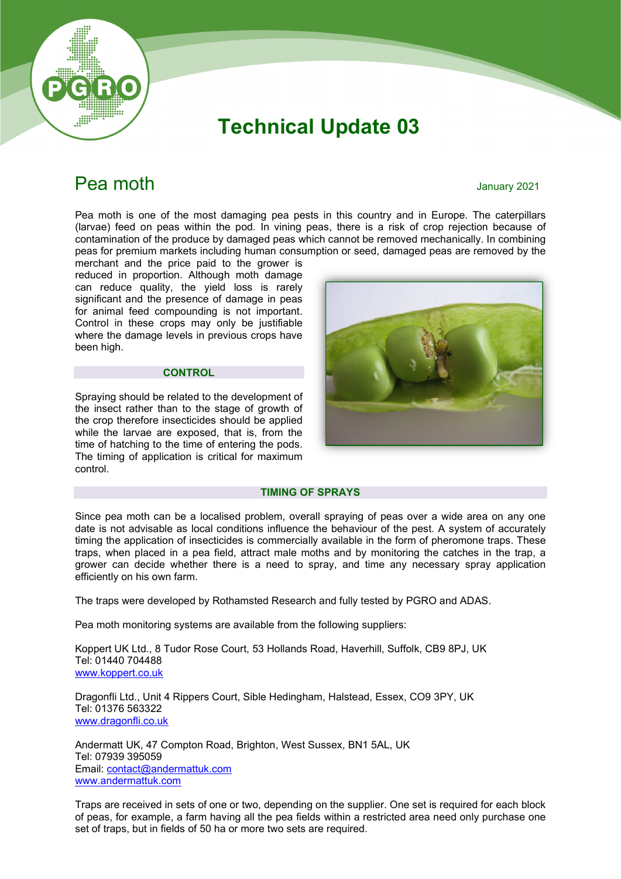# Technical Update 03

## Pea moth

January 2021

Pea moth is one of the most damaging pea pests in this country and in Europe. The caterpillars (larvae) feed on peas within the pod. In vining peas, there is a risk of crop rejection because of contamination of the produce by damaged peas which cannot be removed mechanically. In combining peas for premium markets including human consumption or seed, damaged peas are removed by the merchant and the price paid to the grower is reduced in proportion. Although moth damage can reduce quality, the yield loss is rarely significant and the presence of damage in peas for animal feed compounding is not important. Control in these crops may only be justifiable where the damage levels in previous crops have been high.

### CONTROL

Spraying should be related to the development of the insect rather than to the stage of growth of the crop therefore insecticides should be applied while the larvae are exposed, that is, from the time of hatching to the time of entering the pods. The timing of application is critical for maximum control.

### TIMING OF SPRAYS

Since pea moth can be a localised problem, overall spraying of peas over a wide area on any one date is not advisable as local conditions influence the behaviour of the pest. A system of accurately timing the application of insecticides is commercially available in the form of pheromone traps. These traps, when placed in a pea field, attract male moths and by monitoring the catches in the trap, a grower can decide whether there is a need to spray, and time any necessary spray application efficiently on his own farm.

The traps were developed by Rothamsted Research and fully tested by PGRO and ADAS.

Pea moth monitoring systems are available from the following suppliers:

Koppert UK Ltd., 8 Tudor Rose Court, 53 Hollands Road, Haverhill, Suffolk, CB9 8PJ, UK
Tel: 01440 704488
www.koppert.co.uk

Dragonfli Ltd., Unit 4 Rippers Court, Sible Hedingham, Halstead, Essex, CO9 3PY, UK
Tel: 01376 563322
www.dragonfli.co.uk

Andermatt UK, 47 Compton Road, Brighton, West Sussex, BN1 5AL, UK
Tel: 07939 395059
Email: contact@andermattuk.com
www.andermattuk.com

Traps are received in sets of one or two, depending on the supplier. One set is required for each block of peas, for example, a farm having all the pea fields within a restricted area need only purchase one set of traps, but in fields of 50 ha or more two sets are required.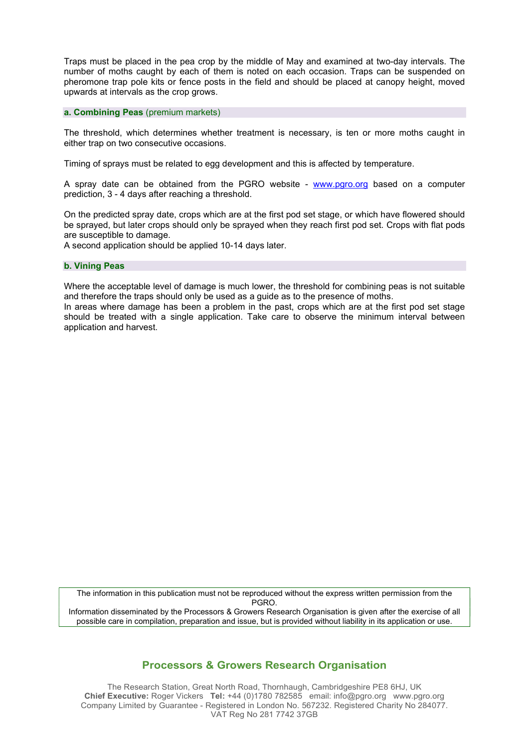Traps must be placed in the pea crop by the middle of May and examined at two-day intervals. The number of moths caught by each of them is noted on each occasion. Traps can be suspended on pheromone trap pole kits or fence posts in the field and should be placed at canopy height, moved upwards at intervals as the crop grows.

### **a. Combining Peas** (premium markets)

The threshold, which determines whether treatment is necessary, is ten or more moths caught in either trap on two consecutive occasions.

Timing of sprays must be related to egg development and this is affected by temperature.

A spray date can be obtained from the PGRO website - [www.pgro.org](http://www.pgro.org) based on a computer prediction, 3 - 4 days after reaching a threshold.

On the predicted spray date, crops which are at the first pod set stage, or which have flowered should be sprayed, but later crops should only be sprayed when they reach first pod set. Crops with flat pods are susceptible to damage.
A second application should be applied 10-14 days later.

### **b. Vining Peas**

Where the acceptable level of damage is much lower, the threshold for combining peas is not suitable and therefore the traps should only be used as a guide as to the presence of moths.
In areas where damage has been a problem in the past, crops which are at the first pod set stage should be treated with a single application. Take care to observe the minimum interval between application and harvest.

The information in this publication must not be reproduced without the express written permission from the PGRO.
Information disseminated by the Processors & Growers Research Organisation is given after the exercise of all possible care in compilation, preparation and issue, but is provided without liability in its application or use.

**Processors & Growers Research Organisation**

The Research Station, Great North Road, Thornhaugh, Cambridgeshire PE8 6HJ, UK
**Chief Executive:** Roger Vickers **Tel:** +44 (0)1780 782585 email: info@pgro.org www.pgro.org
Company Limited by Guarantee - Registered in London No. 567232. Registered Charity No 284077.
VAT Reg No 281 7742 37GB